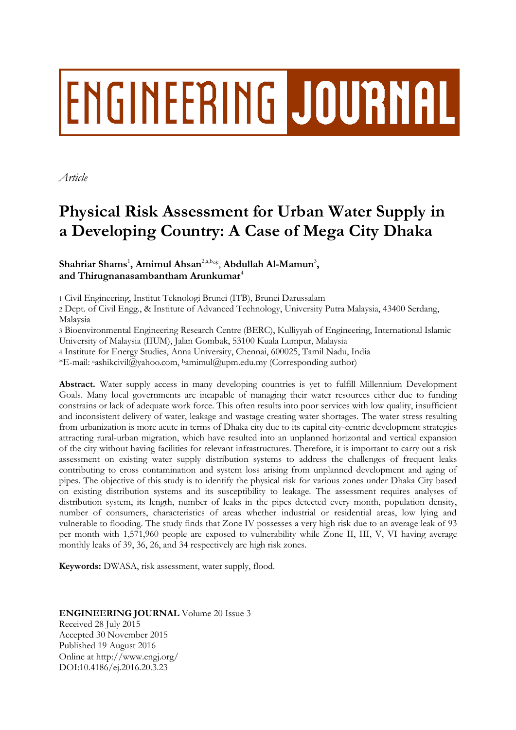ENGINEERING JOURNAL

*Article*

# Physical Risk Assessment for Urban Water Supply in a Developing Country: A Case of Mega City Dhaka

**Shahriar Shams**[1]**, Amimul Ahsan**[2,a,b,*]**, Abdullah Al-Mamun**[3]**, and Thirugnanasambantham Arunkumar**[4]

1 Civil Engineering, Institut Teknologi Brunei (ITB), Brunei Darussalam

2 Dept. of Civil Engg., & Institute of Advanced Technology, University Putra Malaysia, 43400 Serdang, Malaysia

3 Bioenvironmental Engineering Research Centre (BERC), Kulliyyah of Engineering, International Islamic University of Malaysia (IIUM), Jalan Gombak, 53100 Kuala Lumpur, Malaysia

4 Institute for Energy Studies, Anna University, Chennai, 600025, Tamil Nadu, India

*E-mail: [a]ashikcivil@yahoo.com, [b]amimul@upm.edu.my (Corresponding author)

**Abstract.** Water supply access in many developing countries is yet to fulfill Millennium Development Goals. Many local governments are incapable of managing their water resources either due to funding constrains or lack of adequate work force. This often results into poor services with low quality, insufficient and inconsistent delivery of water, leakage and wastage creating water shortages. The water stress resulting from urbanization is more acute in terms of Dhaka city due to its capital city-centric development strategies attracting rural-urban migration, which have resulted into an unplanned horizontal and vertical expansion of the city without having facilities for relevant infrastructures. Therefore, it is important to carry out a risk assessment on existing water supply distribution systems to address the challenges of frequent leaks contributing to cross contamination and system loss arising from unplanned development and aging of pipes. The objective of this study is to identify the physical risk for various zones under Dhaka City based on existing distribution systems and its susceptibility to leakage. The assessment requires analyses of distribution system, its length, number of leaks in the pipes detected every month, population density, number of consumers, characteristics of areas whether industrial or residential areas, low lying and vulnerable to flooding. The study finds that Zone IV possesses a very high risk due to an average leak of 93 per month with 1,571,960 people are exposed to vulnerability while Zone II, III, V, VI having average monthly leaks of 39, 36, 26, and 34 respectively are high risk zones.

**Keywords:** DWASA, risk assessment, water supply, flood.

**ENGINEERING JOURNAL** Volume 20 Issue 3
Received 28 July 2015
Accepted 30 November 2015
Published 19 August 2016
Online at http://www.engj.org/
DOI:10.4186/ej.2016.20.3.23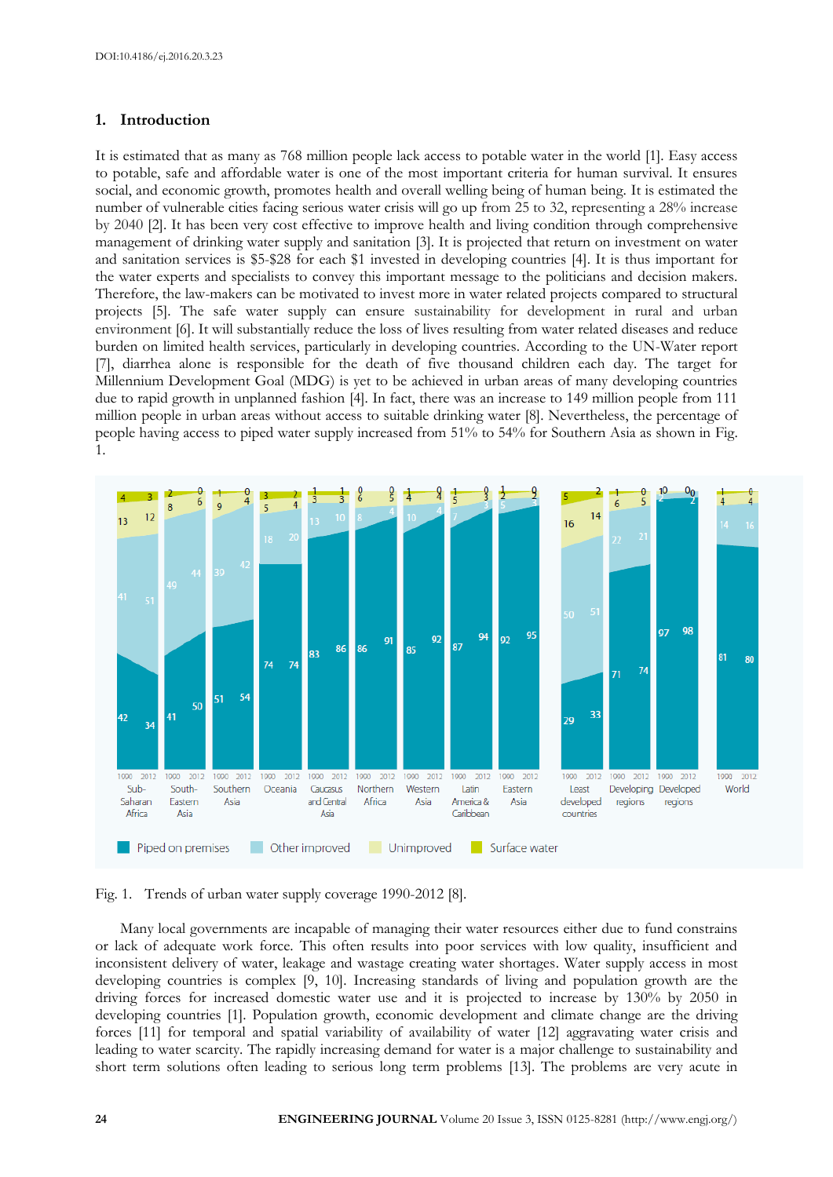## 1. Introduction

It is estimated that as many as 768 million people lack access to potable water in the world [1]. Easy access to potable, safe and affordable water is one of the most important criteria for human survival. It ensures social, and economic growth, promotes health and overall welling being of human being. It is estimated the number of vulnerable cities facing serious water crisis will go up from 25 to 32, representing a 28% increase by 2040 [2]. It has been very cost effective to improve health and living condition through comprehensive management of drinking water supply and sanitation [3]. It is projected that return on investment on water and sanitation services is $5-$28 for each $1 invested in developing countries [4]. It is thus important for the water experts and specialists to convey this important message to the politicians and decision makers. Therefore, the law-makers can be motivated to invest more in water related projects compared to structural projects [5]. The safe water supply can ensure sustainability for development in rural and urban environment [6]. It will substantially reduce the loss of lives resulting from water related diseases and reduce burden on limited health services, particularly in developing countries. According to the UN-Water report [7], diarrhea alone is responsible for the death of five thousand children each day. The target for Millennium Development Goal (MDG) is yet to be achieved in urban areas of many developing countries due to rapid growth in unplanned fashion [4]. In fact, there was an increase to 149 million people from 111 million people in urban areas without access to suitable drinking water [8]. Nevertheless, the percentage of people having access to piped water supply increased from 51% to 54% for Southern Asia as shown in Fig. 1.

Fig. 1. Trends of urban water supply coverage 1990-2012 [8].

Many local governments are incapable of managing their water resources either due to fund constrains or lack of adequate work force. This often results into poor services with low quality, insufficient and inconsistent delivery of water, leakage and wastage creating water shortages. Water supply access in most developing countries is complex [9, 10]. Increasing standards of living and population growth are the driving forces for increased domestic water use and it is projected to increase by 130% by 2050 in developing countries [1]. Population growth, economic development and climate change are the driving forces [11] for temporal and spatial variability of availability of water [12] aggravating water crisis and leading to water scarcity. The rapidly increasing demand for water is a major challenge to sustainability and short term solutions often leading to serious long term problems [13]. The problems are very acute in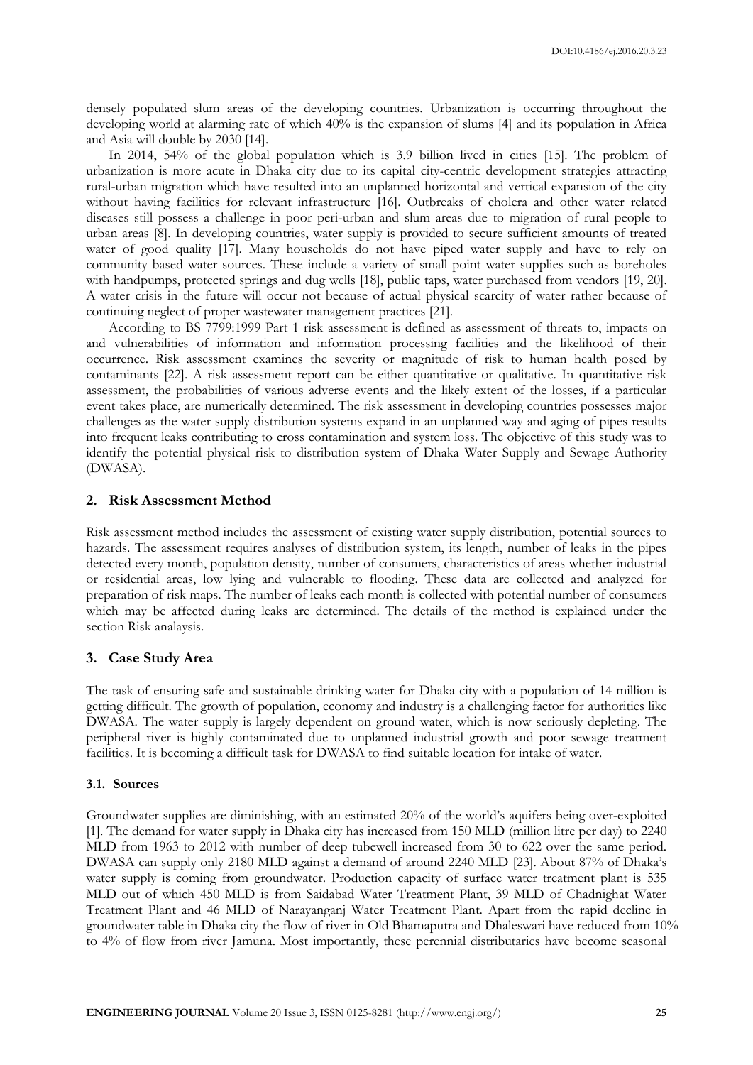densely populated slum areas of the developing countries. Urbanization is occurring throughout the developing world at alarming rate of which 40% is the expansion of slums [4] and its population in Africa and Asia will double by 2030 [14].

In 2014, 54% of the global population which is 3.9 billion lived in cities [15]. The problem of urbanization is more acute in Dhaka city due to its capital city-centric development strategies attracting rural-urban migration which have resulted into an unplanned horizontal and vertical expansion of the city without having facilities for relevant infrastructure [16]. Outbreaks of cholera and other water related diseases still possess a challenge in poor peri-urban and slum areas due to migration of rural people to urban areas [8]. In developing countries, water supply is provided to secure sufficient amounts of treated water of good quality [17]. Many households do not have piped water supply and have to rely on community based water sources. These include a variety of small point water supplies such as boreholes with handpumps, protected springs and dug wells [18], public taps, water purchased from vendors [19, 20]. A water crisis in the future will occur not because of actual physical scarcity of water rather because of continuing neglect of proper wastewater management practices [21].

According to BS 7799:1999 Part 1 risk assessment is defined as assessment of threats to, impacts on and vulnerabilities of information and information processing facilities and the likelihood of their occurrence. Risk assessment examines the severity or magnitude of risk to human health posed by contaminants [22]. A risk assessment report can be either quantitative or qualitative. In quantitative risk assessment, the probabilities of various adverse events and the likely extent of the losses, if a particular event takes place, are numerically determined. The risk assessment in developing countries possesses major challenges as the water supply distribution systems expand in an unplanned way and aging of pipes results into frequent leaks contributing to cross contamination and system loss. The objective of this study was to identify the potential physical risk to distribution system of Dhaka Water Supply and Sewage Authority (DWASA).

## 2. Risk Assessment Method

Risk assessment method includes the assessment of existing water supply distribution, potential sources to hazards. The assessment requires analyses of distribution system, its length, number of leaks in the pipes detected every month, population density, number of consumers, characteristics of areas whether industrial or residential areas, low lying and vulnerable to flooding. These data are collected and analyzed for preparation of risk maps. The number of leaks each month is collected with potential number of consumers which may be affected during leaks are determined. The details of the method is explained under the section Risk analaysis.

## 3. Case Study Area

The task of ensuring safe and sustainable drinking water for Dhaka city with a population of 14 million is getting difficult. The growth of population, economy and industry is a challenging factor for authorities like DWASA. The water supply is largely dependent on ground water, which is now seriously depleting. The peripheral river is highly contaminated due to unplanned industrial growth and poor sewage treatment facilities. It is becoming a difficult task for DWASA to find suitable location for intake of water.

### 3.1. Sources

Groundwater supplies are diminishing, with an estimated 20% of the world's aquifers being over-exploited [1]. The demand for water supply in Dhaka city has increased from 150 MLD (million litre per day) to 2240 MLD from 1963 to 2012 with number of deep tubewell increased from 30 to 622 over the same period. DWASA can supply only 2180 MLD against a demand of around 2240 MLD [23]. About 87% of Dhaka's water supply is coming from groundwater. Production capacity of surface water treatment plant is 535 MLD out of which 450 MLD is from Saidabad Water Treatment Plant, 39 MLD of Chadnighat Water Treatment Plant and 46 MLD of Narayanganj Water Treatment Plant. Apart from the rapid decline in groundwater table in Dhaka city the flow of river in Old Bhamaputra and Dhaleswari have reduced from 10% to 4% of flow from river Jamuna. Most importantly, these perennial distributaries have become seasonal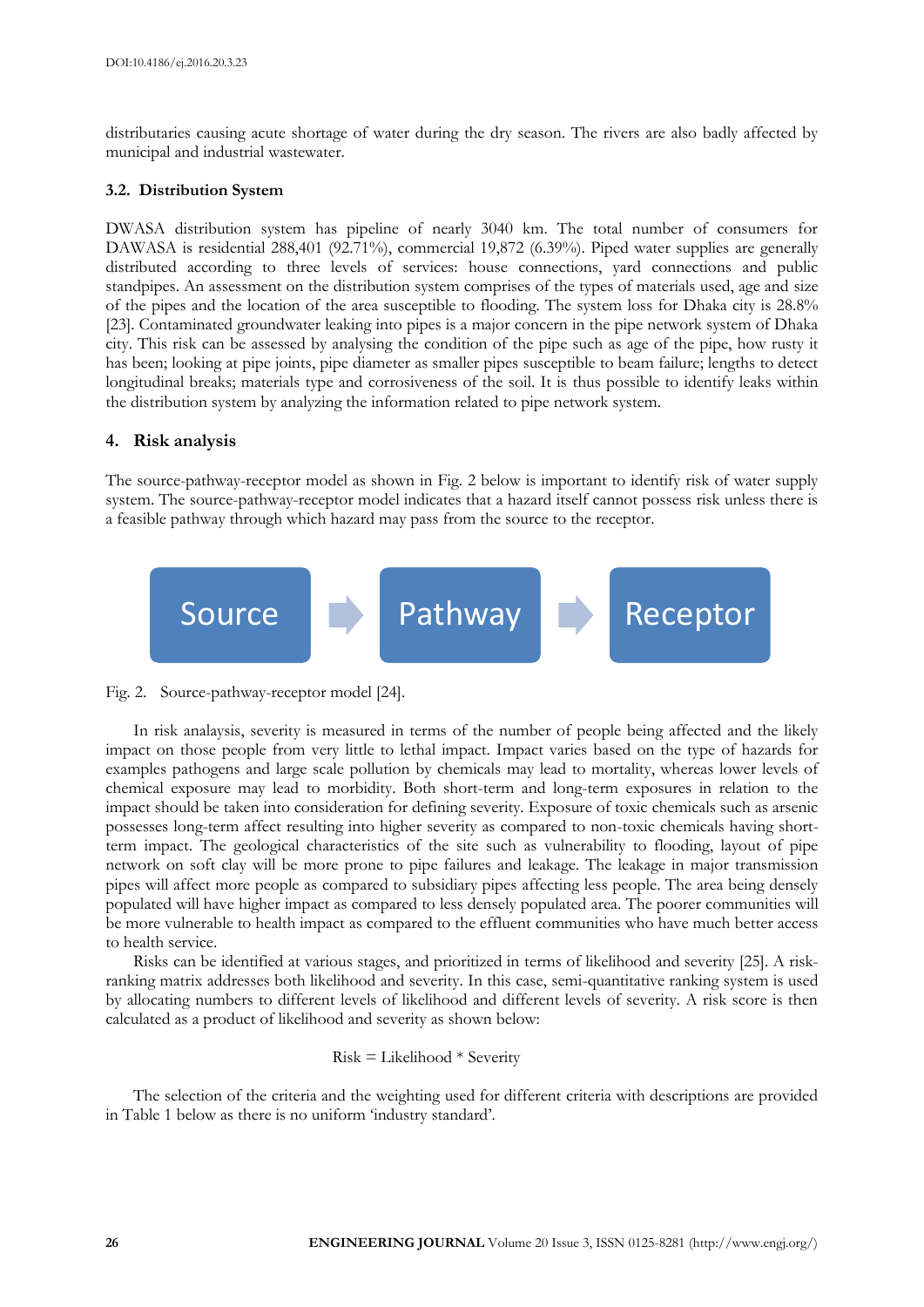distributaries causing acute shortage of water during the dry season. The rivers are also badly affected by municipal and industrial wastewater.

### 3.2. Distribution System

DWASA distribution system has pipeline of nearly 3040 km. The total number of consumers for DAWASA is residential 288,401 (92.71%), commercial 19,872 (6.39%). Piped water supplies are generally distributed according to three levels of services: house connections, yard connections and public standpipes. An assessment on the distribution system comprises of the types of materials used, age and size of the pipes and the location of the area susceptible to flooding. The system loss for Dhaka city is 28.8% [23]. Contaminated groundwater leaking into pipes is a major concern in the pipe network system of Dhaka city. This risk can be assessed by analysing the condition of the pipe such as age of the pipe, how rusty it has been; looking at pipe joints, pipe diameter as smaller pipes susceptible to beam failure; lengths to detect longitudinal breaks; materials type and corrosiveness of the soil. It is thus possible to identify leaks within the distribution system by analyzing the information related to pipe network system.

## 4. Risk analysis

The source-pathway-receptor model as shown in Fig. 2 below is important to identify risk of water supply system. The source-pathway-receptor model indicates that a hazard itself cannot possess risk unless there is a feasible pathway through which hazard may pass from the source to the receptor.

Source → Pathway → Receptor

Fig. 2. Source-pathway-receptor model [24].

In risk anaalysis, severity is measured in terms of the number of people being affected and the likely impact on those people from very little to lethal impact. Impact varies based on the type of hazards for examples pathogens and large scale pollution by chemicals may lead to mortality, whereas lower levels of chemical exposure may lead to morbidity. Both short-term and long-term exposures in relation to the impact should be taken into consideration for defining severity. Exposure of toxic chemicals such as arsenic possesses long-term affect resulting into higher severity as compared to non-toxic chemicals having short-term impact. The geological characteristics of the site such as vulnerability to flooding, layout of pipe network on soft clay will be more prone to pipe failures and leakage. The leakage in major transmission pipes will affect more people as compared to subsidiary pipes affecting less people. The area being densely populated will have higher impact as compared to less densely populated area. The poorer communities will be more vulnerable to health impact as compared to the effluent communities who have much better access to health service.

Risks can be identified at various stages, and prioritized in terms of likelihood and severity [25]. A risk-ranking matrix addresses both likelihood and severity. In this case, semi-quantitative ranking system is used by allocating numbers to different levels of likelihood and different levels of severity. A risk score is then calculated as a product of likelihood and severity as shown below:

$$\text{Risk} = \text{Likelihood} * \text{Severity}$$

The selection of the criteria and the weighting used for different criteria with descriptions are provided in Table 1 below as there is no uniform 'industry standard'.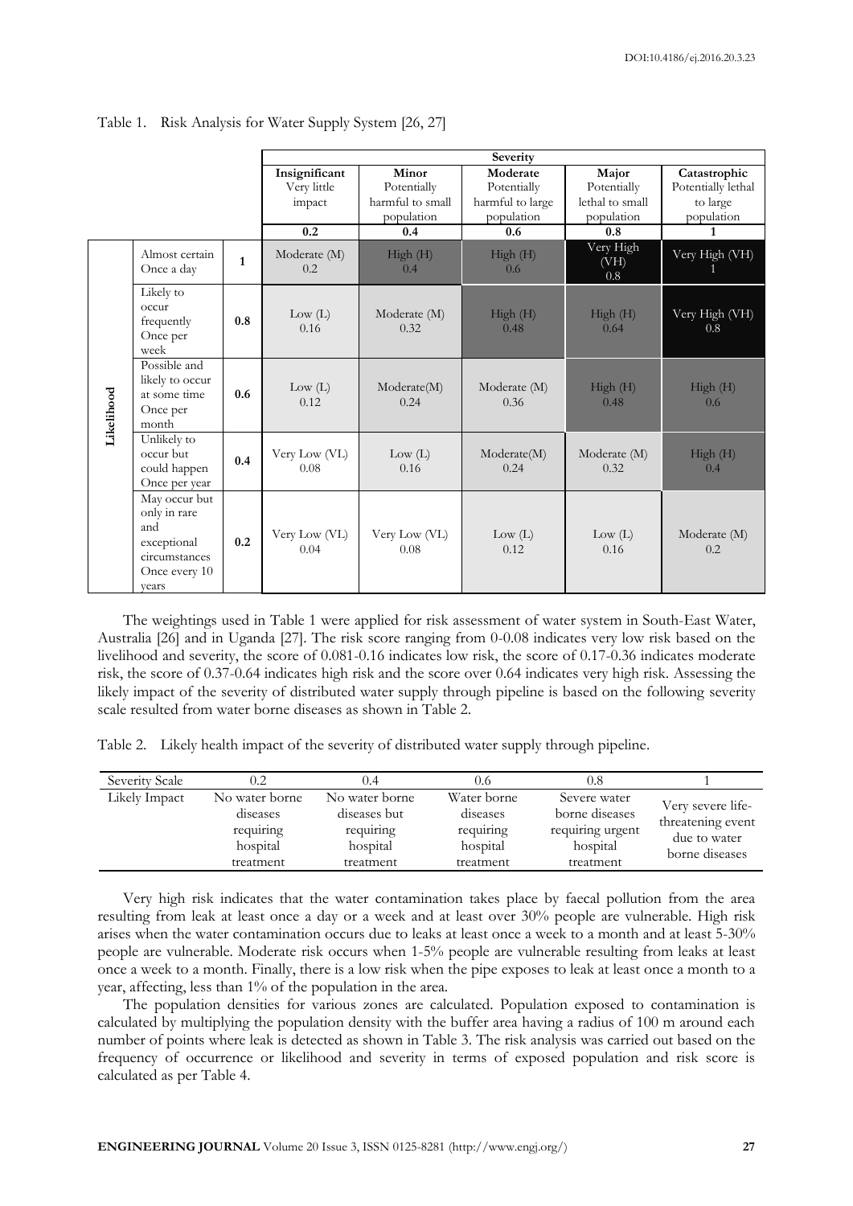Table 1. Risk Analysis for Water Supply System [26, 27]

| | | | Severity | | | | |
|---|---|---|---|---|---|---|---|
| | | | Insignificant Very little impact | Minor Potentially harmful to small population | Moderate Potentially harmful to large population | Major Potentially lethal to small population | Catastrophic Potentially lethal to large population |
| | | | **0.2** | **0.4** | **0.6** | **0.8** | **1** |
| Likelihood | Almost certain Once a day | **1** | Moderate (M) 0.2 | High (H) 0.4 | High (H) 0.6 | Very High (VH) 0.8 | Very High (VH) 1 |
| | Likely to occur frequently Once per week | **0.8** | Low (L) 0.16 | Moderate (M) 0.32 | High (H) 0.48 | High (H) 0.64 | Very High (VH) 0.8 |
| | Possible and likely to occur at some time Once per month | **0.6** | Low (L) 0.12 | Moderate(M) 0.24 | Moderate (M) 0.36 | High (H) 0.48 | High (H) 0.6 |
| | Unlikely to occur but could happen Once per year | **0.4** | Very Low (VL) 0.08 | Low (L) 0.16 | Moderate(M) 0.24 | Moderate (M) 0.32 | High (H) 0.4 |
| | May occur but only in rare and exceptional circumstances Once every 10 years | **0.2** | Very Low (VL) 0.04 | Very Low (VL) 0.08 | Low (L) 0.12 | Low (L) 0.16 | Moderate (M) 0.2 |

The weightings used in Table 1 were applied for risk assessment of water system in South-East Water, Australia [26] and in Uganda [27]. The risk score ranging from 0-0.08 indicates very low risk based on the livelihood and severity, the score of 0.081-0.16 indicates low risk, the score of 0.17-0.36 indicates moderate risk, the score of 0.37-0.64 indicates high risk and the score over 0.64 indicates very high risk. Assessing the likely impact of the severity of distributed water supply through pipeline is based on the following severity scale resulted from water borne diseases as shown in Table 2.

Table 2. Likely health impact of the severity of distributed water supply through pipeline.

| Severity Scale | 0.2 | 0.4 | 0.6 | 0.8 | 1 |
|---|---|---|---|---|---|
| Likely Impact | No water borne diseases requiring hospital treatment | No water borne diseases but requiring hospital treatment | Water borne diseases requiring hospital treatment | Severe water borne diseases requiring urgent hospital treatment | Very severe life-threatening event due to water borne diseases |

Very high risk indicates that the water contamination takes place by faecal pollution from the area resulting from leak at least once a day or a week and at least over 30% people are vulnerable. High risk arises when the water contamination occurs due to leaks at least once a week to a month and at least 5-30% people are vulnerable. Moderate risk occurs when 1-5% people are vulnerable resulting from leaks at least once a week to a month. Finally, there is a low risk when the pipe exposes to leak at least once a month to a year, affecting, less than 1% of the population in the area.

The population densities for various zones are calculated. Population exposed to contamination is calculated by multiplying the population density with the buffer area having a radius of 100 m around each number of points where leak is detected as shown in Table 3. The risk analysis was carried out based on the frequency of occurrence or likelihood and severity in terms of exposed population and risk score is calculated as per Table 4.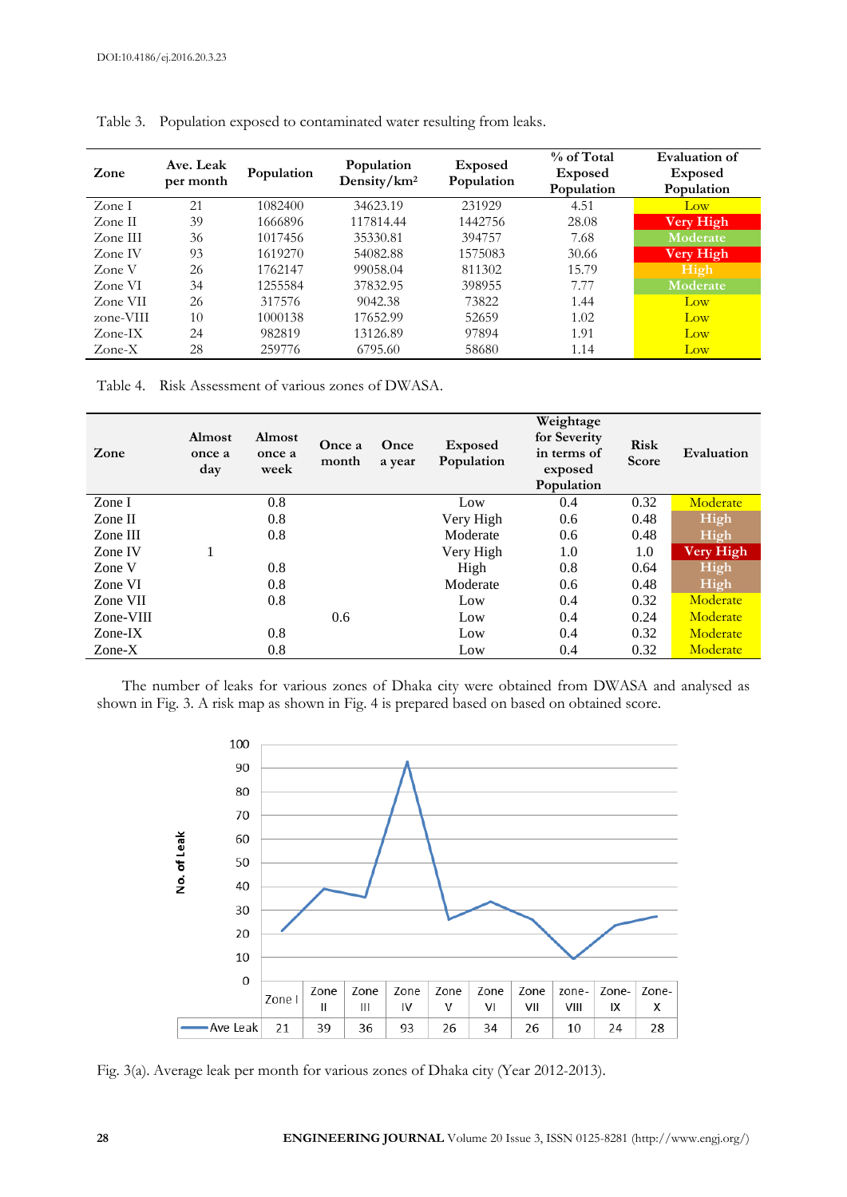Table 3. Population exposed to contaminated water resulting from leaks.

| Zone | Ave. Leak per month | Population | Population Density/km² | Exposed Population | % of Total Exposed Population | Evaluation of Exposed Population |
|---|---|---|---|---|---|---|
| Zone I | 21 | 1082400 | 34623.19 | 231929 | 4.51 | Low |
| Zone II | 39 | 1666896 | 117814.44 | 1442756 | 28.08 | Very High |
| Zone III | 36 | 1017456 | 35330.81 | 394757 | 7.68 | Moderate |
| Zone IV | 93 | 1619270 | 54082.88 | 1575083 | 30.66 | Very High |
| Zone V | 26 | 1762147 | 99058.04 | 811302 | 15.79 | High |
| Zone VI | 34 | 1255584 | 37832.95 | 398955 | 7.77 | Moderate |
| Zone VII | 26 | 317576 | 9042.38 | 73822 | 1.44 | Low |
| zone-VIII | 10 | 1000138 | 17652.99 | 52659 | 1.02 | Low |
| Zone-IX | 24 | 982819 | 13126.89 | 97894 | 1.91 | Low |
| Zone-X | 28 | 259776 | 6795.60 | 58680 | 1.14 | Low |

Table 4. Risk Assessment of various zones of DWASA.

| Zone | Almost once a day | Almost once a week | Once a month | Once a year | Exposed Population | Weightage for Severity in terms of exposed Population | Risk Score | Evaluation |
|---|---|---|---|---|---|---|---|---|
| Zone I | | 0.8 | | | Low | 0.4 | 0.32 | Moderate |
| Zone II | | 0.8 | | | Very High | 0.6 | 0.48 | High |
| Zone III | | 0.8 | | | Moderate | 0.6 | 0.48 | High |
| Zone IV | 1 | | | | Very High | 1.0 | 1.0 | Very High |
| Zone V | | 0.8 | | | High | 0.8 | 0.64 | High |
| Zone VI | | 0.8 | | | Moderate | 0.6 | 0.48 | High |
| Zone VII | | 0.8 | | | Low | 0.4 | 0.32 | Moderate |
| Zone-VIII | | | 0.6 | | Low | 0.4 | 0.24 | Moderate |
| Zone-IX | | 0.8 | | | Low | 0.4 | 0.32 | Moderate |
| Zone-X | | 0.8 | | | Low | 0.4 | 0.32 | Moderate |

The number of leaks for various zones of Dhaka city were obtained from DWASA and analysed as shown in Fig. 3. A risk map as shown in Fig. 4 is prepared based on based on obtained score.

| | Zone I | Zone II | Zone III | Zone IV | Zone V | Zone VI | Zone VII | zone-VIII | Zone-IX | Zone-X |
|---|---|---|---|---|---|---|---|---|---|---|
| Ave Leak | 21 | 39 | 36 | 93 | 26 | 34 | 26 | 10 | 24 | 28 |

Fig. 3(a). Average leak per month for various zones of Dhaka city (Year 2012-2013).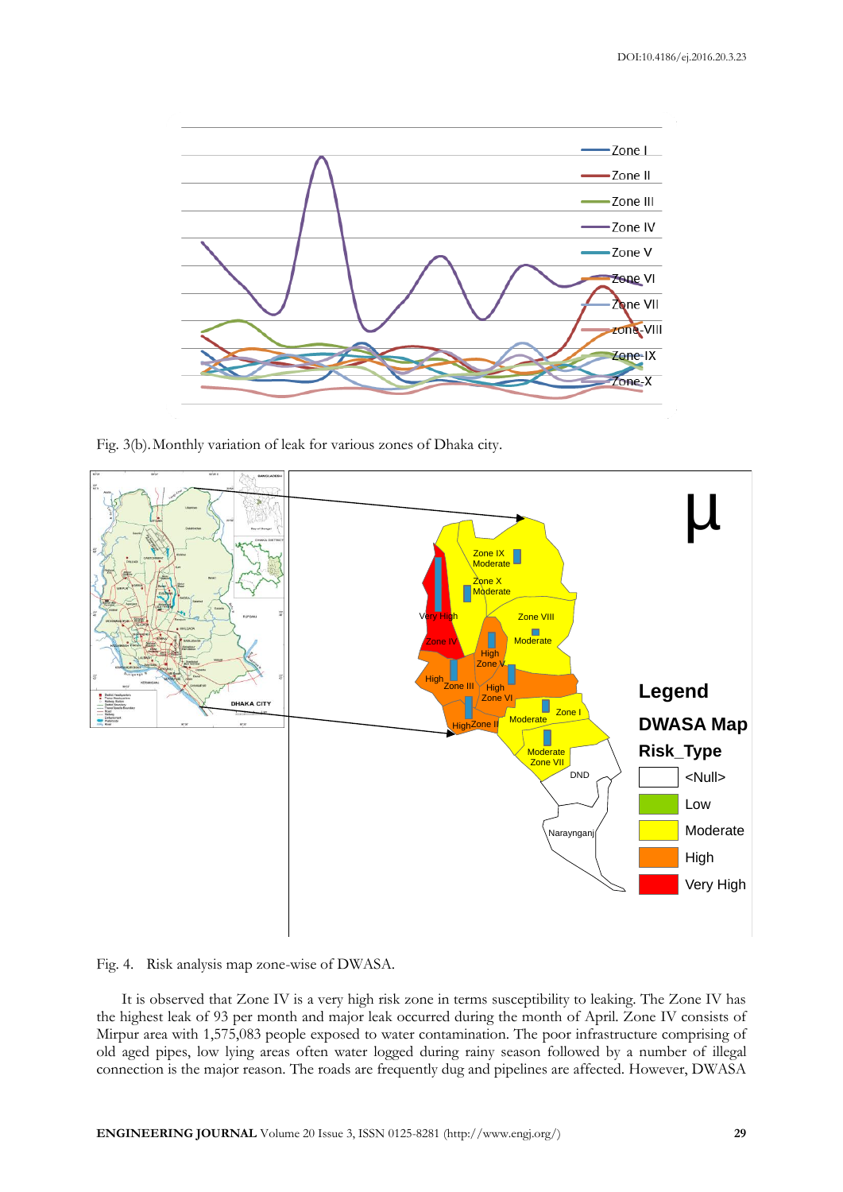Fig. 3(b). Monthly variation of leak for various zones of Dhaka city.

Fig. 4. Risk analysis map zone-wise of DWASA.

It is observed that Zone IV is a very high risk zone in terms susceptibility to leaking. The Zone IV has the highest leak of 93 per month and major leak occurred during the month of April. Zone IV consists of Mirpur area with 1,575,083 people exposed to water contamination. The poor infrastructure comprising of old aged pipes, low lying areas often water logged during rainy season followed by a number of illegal connection is the major reason. The roads are frequently dug and pipelines are affected. However, DWASA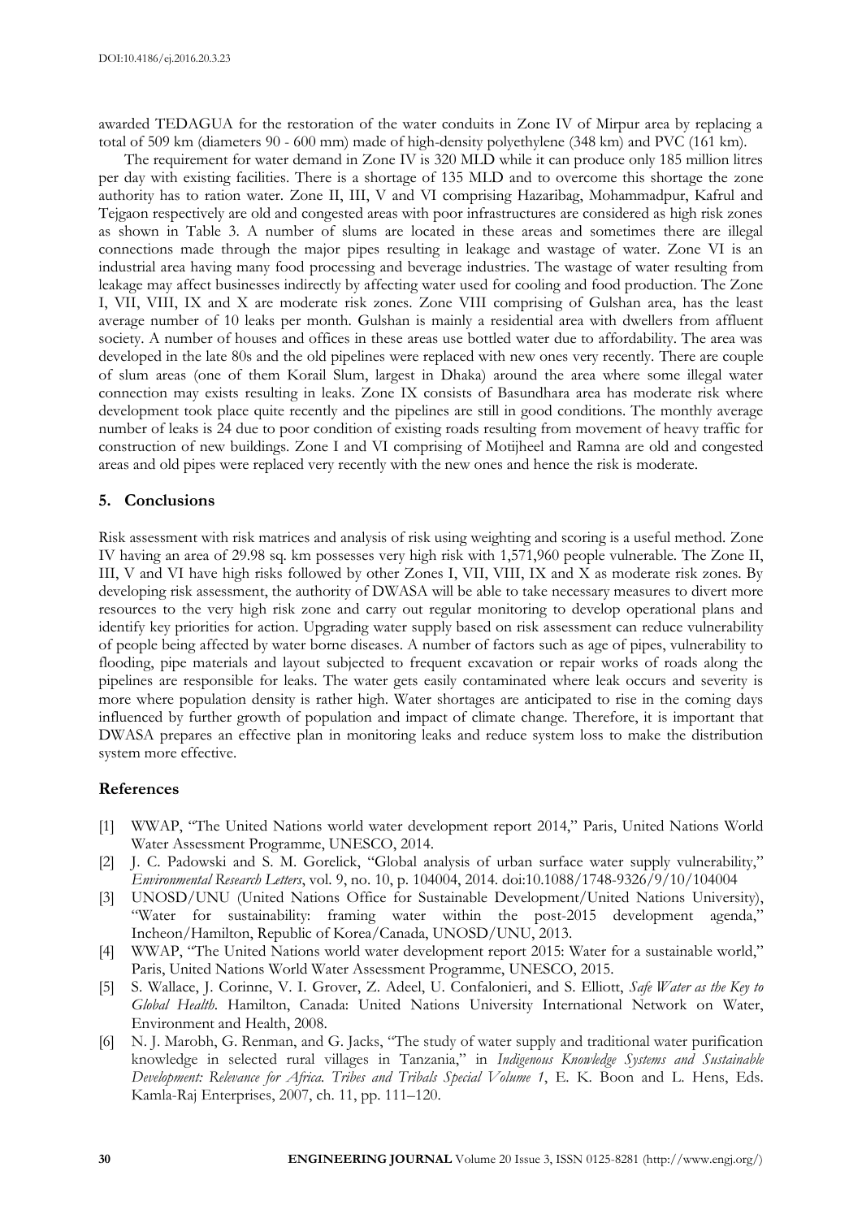awarded TEDAGUA for the restoration of the water conduits in Zone IV of Mirpur area by replacing a total of 509 km (diameters 90 - 600 mm) made of high-density polyethylene (348 km) and PVC (161 km).

The requirement for water demand in Zone IV is 320 MLD while it can produce only 185 million litres per day with existing facilities. There is a shortage of 135 MLD and to overcome this shortage the zone authority has to ration water. Zone II, III, V and VI comprising Hazaribag, Mohammadpur, Kafrul and Tejgaon respectively are old and congested areas with poor infrastructures are considered as high risk zones as shown in Table 3. A number of slums are located in these areas and sometimes there are illegal connections made through the major pipes resulting in leakage and wastage of water. Zone VI is an industrial area having many food processing and beverage industries. The wastage of water resulting from leakage may affect businesses indirectly by affecting water used for cooling and food production. The Zone I, VII, VIII, IX and X are moderate risk zones. Zone VIII comprising of Gulshan area, has the least average number of 10 leaks per month. Gulshan is mainly a residential area with dwellers from affluent society. A number of houses and offices in these areas use bottled water due to affordability. The area was developed in the late 80s and the old pipelines were replaced with new ones very recently. There are couple of slum areas (one of them Korail Slum, largest in Dhaka) around the area where some illegal water connection may exists resulting in leaks. Zone IX consists of Basundhara area has moderate risk where development took place quite recently and the pipelines are still in good conditions. The monthly average number of leaks is 24 due to poor condition of existing roads resulting from movement of heavy traffic for construction of new buildings. Zone I and VI comprising of Motijheel and Ramna are old and congested areas and old pipes were replaced very recently with the new ones and hence the risk is moderate.

## 5. Conclusions

Risk assessment with risk matrices and analysis of risk using weighting and scoring is a useful method. Zone IV having an area of 29.98 sq. km possesses very high risk with 1,571,960 people vulnerable. The Zone II, III, V and VI have high risks followed by other Zones I, VII, VIII, IX and X as moderate risk zones. By developing risk assessment, the authority of DWASA will be able to take necessary measures to divert more resources to the very high risk zone and carry out regular monitoring to develop operational plans and identify key priorities for action. Upgrading water supply based on risk assessment can reduce vulnerability of people being affected by water borne diseases. A number of factors such as age of pipes, vulnerability to flooding, pipe materials and layout subjected to frequent excavation or repair works of roads along the pipelines are responsible for leaks. The water gets easily contaminated where leak occurs and severity is more where population density is rather high. Water shortages are anticipated to rise in the coming days influenced by further growth of population and impact of climate change. Therefore, it is important that DWASA prepares an effective plan in monitoring leaks and reduce system loss to make the distribution system more effective.

## References

[1] WWAP, "The United Nations world water development report 2014," Paris, United Nations World Water Assessment Programme, UNESCO, 2014.

[2] J. C. Padowski and S. M. Gorelick, "Global analysis of urban surface water supply vulnerability," *Environmental Research Letters*, vol. 9, no. 10, p. 104004, 2014. doi:10.1088/1748-9326/9/10/104004

[3] UNOSD/UNU (United Nations Office for Sustainable Development/United Nations University), "Water for sustainability: framing water within the post-2015 development agenda," Incheon/Hamilton, Republic of Korea/Canada, UNOSD/UNU, 2013.

[4] WWAP, "The United Nations world water development report 2015: Water for a sustainable world," Paris, United Nations World Water Assessment Programme, UNESCO, 2015.

[5] S. Wallace, J. Corinne, V. I. Grover, Z. Adeel, U. Confalonieri, and S. Elliott, *Safe Water as the Key to Global Health*. Hamilton, Canada: United Nations University International Network on Water, Environment and Health, 2008.

[6] N. J. Marobh, G. Renman, and G. Jacks, "The study of water supply and traditional water purification knowledge in selected rural villages in Tanzania," in *Indigenous Knowledge Systems and Sustainable Development: Relevance for Africa. Tribes and Tribals Special Volume 1*, E. K. Boon and L. Hens, Eds. Kamla-Raj Enterprises, 2007, ch. 11, pp. 111–120.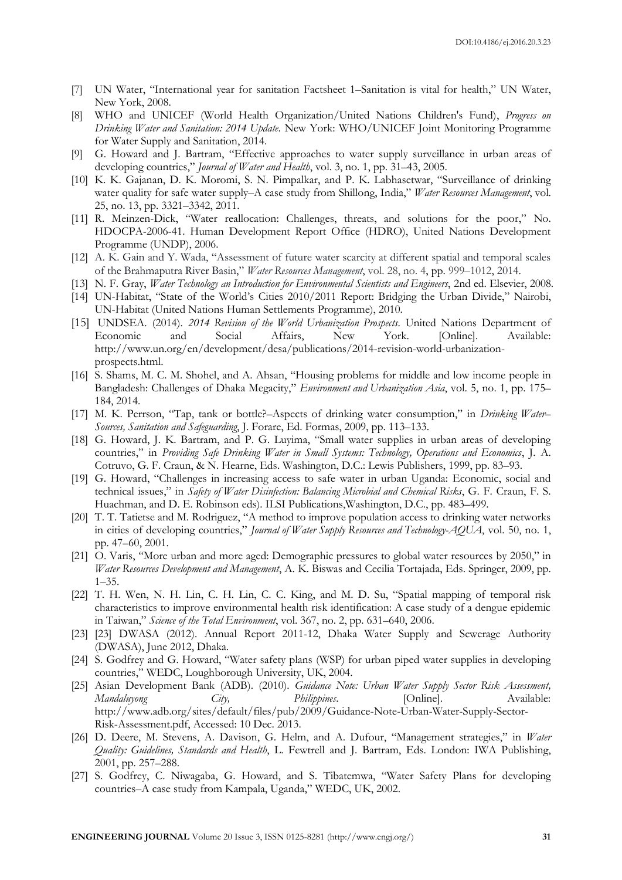[7] UN Water, "International year for sanitation Factsheet 1–Sanitation is vital for health," UN Water, New York, 2008.

[8] WHO and UNICEF (World Health Organization/United Nations Children's Fund), *Progress on Drinking Water and Sanitation: 2014 Update*. New York: WHO/UNICEF Joint Monitoring Programme for Water Supply and Sanitation, 2014.

[9] G. Howard and J. Bartram, "Effective approaches to water supply surveillance in urban areas of developing countries," *Journal of Water and Health*, vol. 3, no. 1, pp. 31–43, 2005.

[10] K. K. Gajanan, D. K. Moromi, S. N. Pimpalkar, and P. K. Labhasetwar, "Surveillance of drinking water quality for safe water supply–A case study from Shillong, India," *Water Resources Management*, vol. 25, no. 13, pp. 3321–3342, 2011.

[11] R. Meinzen-Dick, "Water reallocation: Challenges, threats, and solutions for the poor," No. HDOCPA-2006-41. Human Development Report Office (HDRO), United Nations Development Programme (UNDP), 2006.

[12] A. K. Gain and Y. Wada, "Assessment of future water scarcity at different spatial and temporal scales of the Brahmaputra River Basin," *Water Resources Management*, vol. 28, no. 4, pp. 999–1012, 2014.

[13] N. F. Gray, *Water Technology an Introduction for Environmental Scientists and Engineers*, 2nd ed. Elsevier, 2008.

[14] UN-Habitat, "State of the World's Cities 2010/2011 Report: Bridging the Urban Divide," Nairobi, UN-Habitat (United Nations Human Settlements Programme), 2010.

[15] UNDSEA. (2014). *2014 Revision of the World Urbanization Prospects*. United Nations Department of Economic and Social Affairs, New York. [Online]. Available: http://www.un.org/en/development/desa/publications/2014-revision-world-urbanization-prospects.html.

[16] S. Shams, M. C. M. Shohel, and A. Ahsan, "Housing problems for middle and low income people in Bangladesh: Challenges of Dhaka Megacity," *Environment and Urbanization Asia*, vol. 5, no. 1, pp. 175–184, 2014.

[17] M. K. Perrson, "Tap, tank or bottle?–Aspects of drinking water consumption," in *Drinking Water–Sources, Sanitation and Safeguarding*, J. Forare, Ed. Formas, 2009, pp. 113–133.

[18] G. Howard, J. K. Bartram, and P. G. Luyima, "Small water supplies in urban areas of developing countries," in *Providing Safe Drinking Water in Small Systems: Technology, Operations and Economics*, J. A. Cotruvo, G. F. Craun, & N. Hearne, Eds. Washington, D.C.: Lewis Publishers, 1999, pp. 83–93.

[19] G. Howard, "Challenges in increasing access to safe water in urban Uganda: Economic, social and technical issues," in *Safety of Water Disinfection: Balancing Microbial and Chemical Risks*, G. F. Craun, F. S. Huachman, and D. E. Robinson eds). ILSI Publications,Washington, D.C., pp. 483–499.

[20] T. T. Tatietse and M. Rodriguez, "A method to improve population access to drinking water networks in cities of developing countries," *Journal of Water Supply Resources and Technology-AQUA*, vol. 50, no. 1, pp. 47–60, 2001.

[21] O. Varis, "More urban and more aged: Demographic pressures to global water resources by 2050," in *Water Resources Development and Management*, A. K. Biswas and Cecilia Tortajada, Eds. Springer, 2009, pp. 1–35.

[22] T. H. Wen, N. H. Lin, C. H. Lin, C. C. King, and M. D. Su, "Spatial mapping of temporal risk characteristics to improve environmental health risk identification: A case study of a dengue epidemic in Taiwan," *Science of the Total Environment*, vol. 367, no. 2, pp. 631–640, 2006.

[23] [23] DWASA (2012). Annual Report 2011-12, Dhaka Water Supply and Sewerage Authority (DWASA), June 2012, Dhaka.

[24] S. Godfrey and G. Howard, "Water safety plans (WSP) for urban piped water supplies in developing countries," WEDC, Loughborough University, UK, 2004.

[25] Asian Development Bank (ADB). (2010). *Guidance Note: Urban Water Supply Sector Risk Assessment, Mandaluyong City, Philippines*. [Online]. Available: http://www.adb.org/sites/default/files/pub/2009/Guidance-Note-Urban-Water-Supply-Sector-Risk-Assessment.pdf, Accessed: 10 Dec. 2013.

[26] D. Deere, M. Stevens, A. Davison, G. Helm, and A. Dufour, "Management strategies," in *Water Quality: Guidelines, Standards and Health*, L. Fewtrell and J. Bartram, Eds. London: IWA Publishing, 2001, pp. 257–288.

[27] S. Godfrey, C. Niwagaba, G. Howard, and S. Tibatemwa, "Water Safety Plans for developing countries–A case study from Kampala, Uganda," WEDC, UK, 2002.